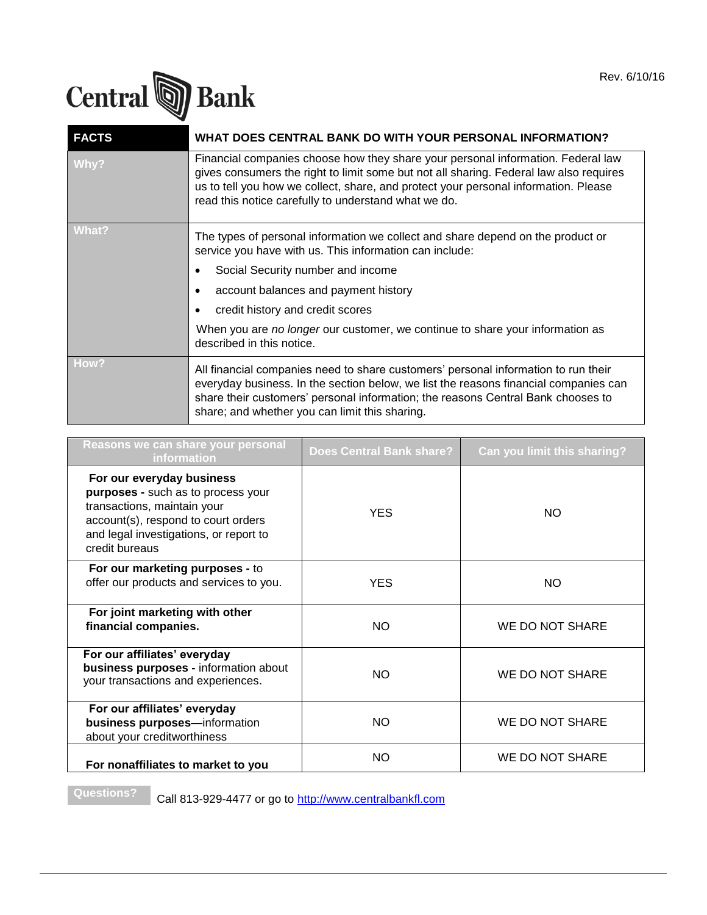Rev. 6/10/16

Central Bank

| FACTS | WHAT DOES CENTRAL BANK DO WITH YOUR PERSONAL INFORMATION? |
|---|---|
| **Why?** | Financial companies choose how they share your personal information. Federal law gives consumers the right to limit some but not all sharing. Federal law also requires us to tell you how we collect, share, and protect your personal information. Please read this notice carefully to understand what we do. |
| **What?** | The types of personal information we collect and share depend on the product or service you have with us. This information can include:<br>• Social Security number and income<br>• account balances and payment history<br>• credit history and credit scores<br>When you are *no longer* our customer, we continue to share your information as described in this notice. |
| **How?** | All financial companies need to share customers' personal information to run their everyday business. In the section below, we list the reasons financial companies can share their customers' personal information; the reasons Central Bank chooses to share; and whether you can limit this sharing. |

| Reasons we can share your personal information | Does Central Bank share? | Can you limit this sharing? |
|---|---|---|
| **For our everyday business purposes -** such as to process your transactions, maintain your account(s), respond to court orders and legal investigations, or report to credit bureaus | YES | NO |
| **For our marketing purposes -** to offer our products and services to you. | YES | NO |
| **For joint marketing with other financial companies.** | NO | WE DO NOT SHARE |
| **For our affiliates' everyday business purposes -** information about your transactions and experiences. | NO | WE DO NOT SHARE |
| **For our affiliates' everyday business purposes—**information about your creditworthiness | NO | WE DO NOT SHARE |
| **For nonaffiliates to market to you** | NO | WE DO NOT SHARE |

**Questions?** Call 813-929-4477 or go to [http://www.centralbankfl.com](http://www.centralbankfl.com)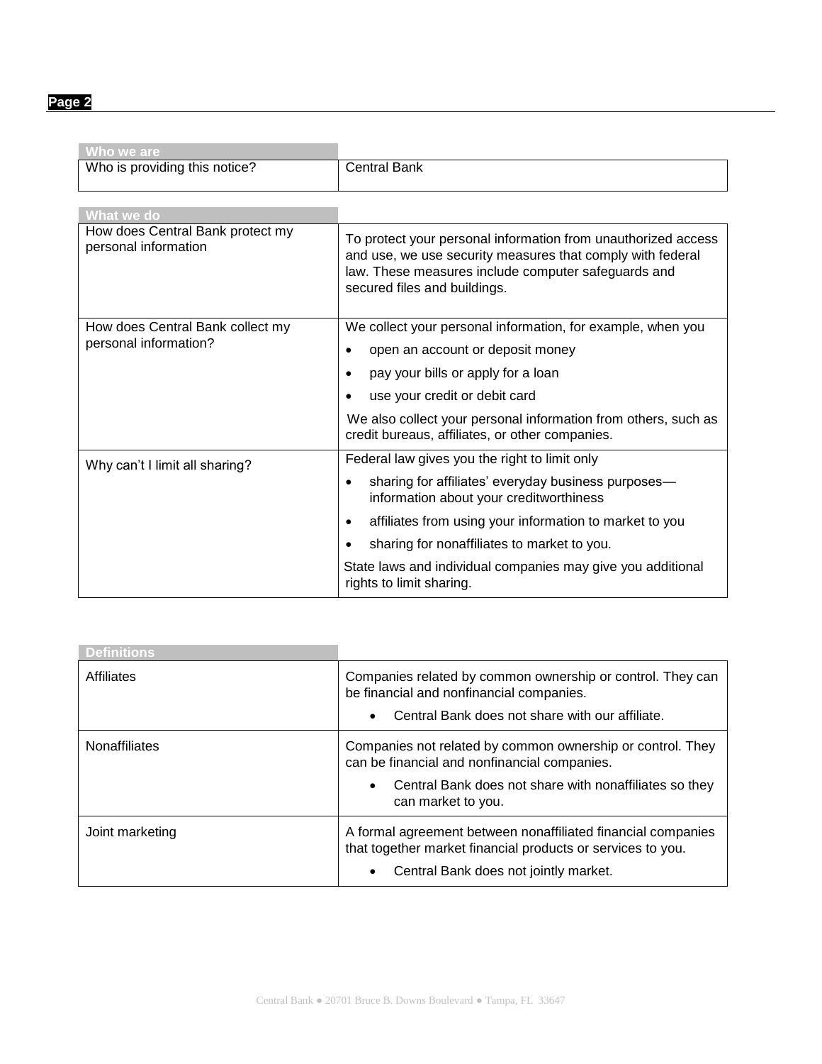**Page 2**

| Who we are | |
|---|---|
| Who is providing this notice? | Central Bank |

| What we do | |
|---|---|
| How does Central Bank protect my personal information | To protect your personal information from unauthorized access and use, we use security measures that comply with federal law. These measures include computer safeguards and secured files and buildings. |
| How does Central Bank collect my personal information? | We collect your personal information, for example, when you<br>• open an account or deposit money<br>• pay your bills or apply for a loan<br>• use your credit or debit card<br>We also collect your personal information from others, such as credit bureaus, affiliates, or other companies. |
| Why can't I limit all sharing? | Federal law gives you the right to limit only<br>• sharing for affiliates' everyday business purposes—information about your creditworthiness<br>• affiliates from using your information to market to you<br>• sharing for nonaffiliates to market to you.<br>State laws and individual companies may give you additional rights to limit sharing. |

| Definitions | |
|---|---|
| Affiliates | Companies related by common ownership or control. They can be financial and nonfinancial companies.<br>• Central Bank does not share with our affiliate. |
| Nonaffiliates | Companies not related by common ownership or control. They can be financial and nonfinancial companies.<br>• Central Bank does not share with nonaffiliates so they can market to you. |
| Joint marketing | A formal agreement between nonaffiliated financial companies that together market financial products or services to you.<br>• Central Bank does not jointly market. |

Central Bank ● 20701 Bruce B. Downs Boulevard ● Tampa, FL 33647